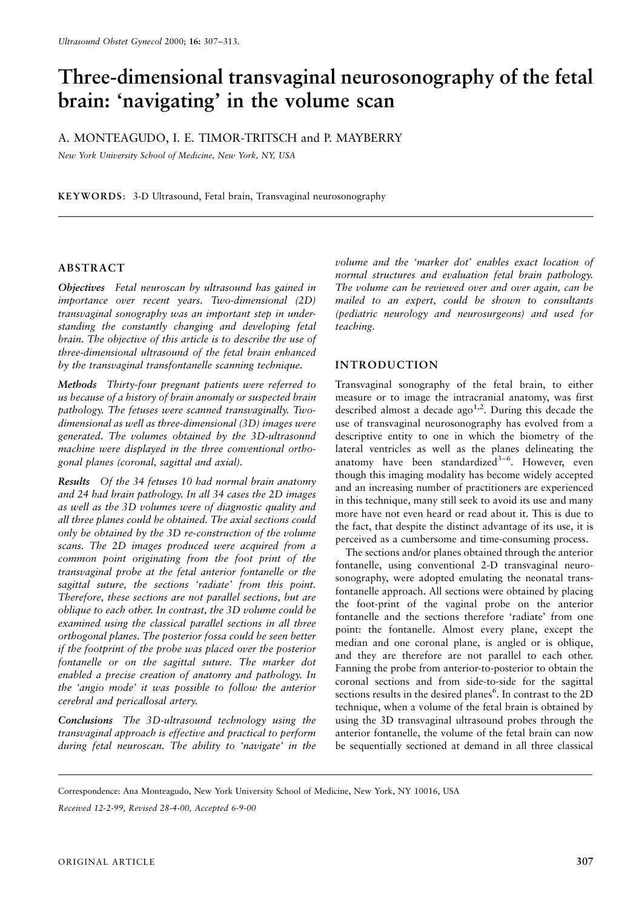# Three-dimensional transvaginal neurosonography of the fetal brain: 'navigating' in the volume scan

A. MONTEAGUDO, I. E. TIMOR-TRITSCH and P. MAYBERRY

*New York University School of Medicine, New York, NY, USA*

**KEYWORDS**: 3-D Ultrasound, Fetal brain, Transvaginal neurosonography

## ABSTRACT

***Objectives*** *Fetal neuroscan by ultrasound has gained in importance over recent years. Two-dimensional (2D) transvaginal sonography was an important step in understanding the constantly changing and developing fetal brain. The objective of this article is to describe the use of three-dimensional ultrasound of the fetal brain enhanced by the transvaginal transfontanelle scanning technique.*

***Methods*** *Thirty-four pregnant patients were referred to us because of a history of brain anomaly or suspected brain pathology. The fetuses were scanned transvaginally. Two-dimensional as well as three-dimensional (3D) images were generated. The volumes obtained by the 3D-ultrasound machine were displayed in the three conventional orthogonal planes (coronal, sagittal and axial).*

***Results*** *Of the 34 fetuses 10 had normal brain anatomy and 24 had brain pathology. In all 34 cases the 2D images as well as the 3D volumes were of diagnostic quality and all three planes could be obtained. The axial sections could only be obtained by the 3D re-construction of the volume scans. The 2D images produced were acquired from a common point originating from the foot print of the transvaginal probe at the fetal anterior fontanelle or the sagittal suture, the sections 'radiate' from this point. Therefore, these sections are not parallel sections, but are oblique to each other. In contrast, the 3D volume could be examined using the classical parallel sections in all three orthogonal planes. The posterior fossa could be seen better if the footprint of the probe was placed over the posterior fontanelle or on the sagittal suture. The marker dot enabled a precise creation of anatomy and pathology. In the 'angio mode' it was possible to follow the anterior cerebral and pericallosal artery.*

***Conclusions*** *The 3D-ultrasound technology using the transvaginal approach is effective and practical to perform during fetal neuroscan. The ability to 'navigate' in the volume and the 'marker dot' enables exact location of normal structures and evaluation fetal brain pathology. The volume can be reviewed over and over again, can be mailed to an expert, could be shown to consultants (pediatric neurology and neurosurgeons) and used for teaching.*

## INTRODUCTION

Transvaginal sonography of the fetal brain, to either measure or to image the intracranial anatomy, was first described almost a decade ago[1,2]. During this decade the use of transvaginal neurosonography has evolved from a descriptive entity to one in which the biometry of the lateral ventricles as well as the planes delineating the anatomy have been standardized[3–6]. However, even though this imaging modality has become widely accepted and an increasing number of practitioners are experienced in this technique, many still seek to avoid its use and many more have not even heard or read about it. This is due to the fact, that despite the distinct advantage of its use, it is perceived as a cumbersome and time-consuming process.

The sections and/or planes obtained through the anterior fontanelle, using conventional 2-D transvaginal neurosonography, were adopted emulating the neonatal transfontanelle approach. All sections were obtained by placing the foot-print of the vaginal probe on the anterior fontanelle and the sections therefore 'radiate' from one point: the fontanelle. Almost every plane, except the median and one coronal plane, is angled or is oblique, and they are therefore are not parallel to each other. Fanning the probe from anterior-to-posterior to obtain the coronal sections and from side-to-side for the sagittal sections results in the desired planes[6]. In contrast to the 2D technique, when a volume of the fetal brain is obtained by using the 3D transvaginal ultrasound probes through the anterior fontanelle, the volume of the fetal brain can now be sequentially sectioned at demand in all three classical

Correspondence: Ana Monteagudo, New York University School of Medicine, New York, NY 10016, USA

*Received 12-2-99, Revised 28-4-00, Accepted 6-9-00*

ORIGINAL ARTICLE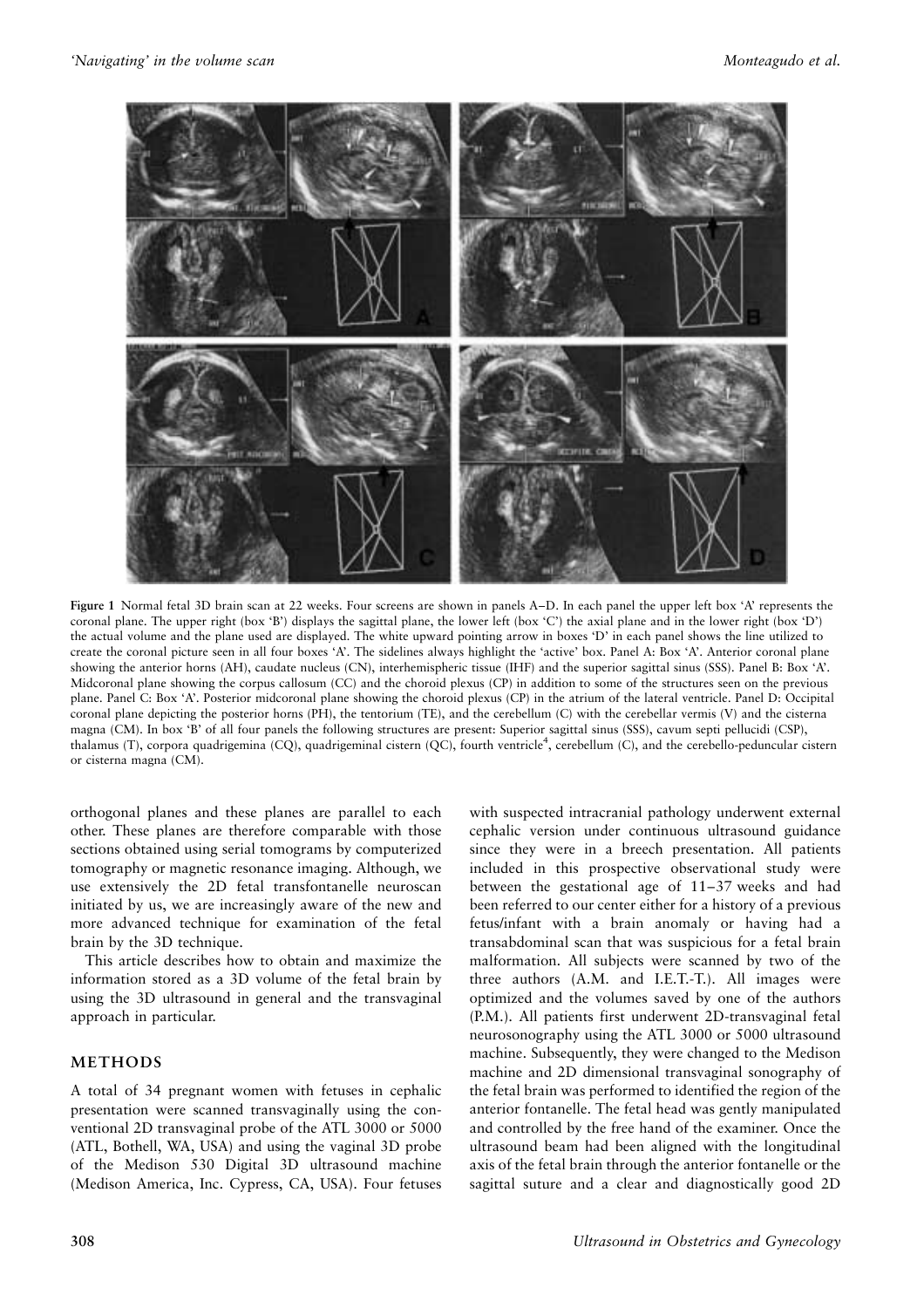**Figure 1** Normal fetal 3D brain scan at 22 weeks. Four screens are shown in panels A–D. In each panel the upper left box 'A' represents the coronal plane. The upper right (box 'B') displays the sagittal plane, the lower left (box 'C') the axial plane and in the lower right (box 'D') the actual volume and the plane used are displayed. The white upward pointing arrow in boxes 'D' in each panel shows the line utilized to create the coronal picture seen in all four boxes 'A'. The sidelines always highlight the 'active' box. Panel A: Box 'A'. Anterior coronal plane showing the anterior horns (AH), caudate nucleus (CN), interhemispheric tissue (IHF) and the superior sagittal sinus (SSS). Panel B: Box 'A'. Midcoronal plane showing the corpus callosum (CC) and the choroid plexus (CP) in addition to some of the structures seen on the previous plane. Panel C: Box 'A'. Posterior midcoronal plane showing the choroid plexus (CP) in the atrium of the lateral ventricle. Panel D: Occipital coronal plane depicting the posterior horns (PH), the tentorium (TE), and the cerebellum (C) with the cerebellar vermis (V) and the cisterna magna (CM). In box 'B' of all four panels the following structures are present: Superior sagittal sinus (SSS), cavum septi pellucidi (CSP), thalamus (T), corpora quadrigemina (CQ), quadrigeminal cistern (QC), fourth ventricle[4], cerebellum (C), and the cerebello-peduncular cistern or cisterna magna (CM).

orthogonal planes and these planes are parallel to each other. These planes are therefore comparable with those sections obtained using serial tomograms by computerized tomography or magnetic resonance imaging. Although, we use extensively the 2D fetal transfontanelle neuroscan initiated by us, we are increasingly aware of the new and more advanced technique for examination of the fetal brain by the 3D technique.

This article describes how to obtain and maximize the information stored as a 3D volume of the fetal brain by using the 3D ultrasound in general and the transvaginal approach in particular.

## METHODS

A total of 34 pregnant women with fetuses in cephalic presentation were scanned transvaginally using the conventional 2D transvaginal probe of the ATL 3000 or 5000 (ATL, Bothell, WA, USA) and using the vaginal 3D probe of the Medison 530 Digital 3D ultrasound machine (Medison America, Inc. Cypress, CA, USA). Four fetuses with suspected intracranial pathology underwent external cephalic version under continuous ultrasound guidance since they were in a breech presentation. All patients included in this prospective observational study were between the gestational age of 11–37 weeks and had been referred to our center either for a history of a previous fetus/infant with a brain anomaly or having had a transabdominal scan that was suspicious for a fetal brain malformation. All subjects were scanned by two of the three authors (A.M. and I.E.T.-T.). All images were optimized and the volumes saved by one of the authors (P.M.). All patients first underwent 2D-transvaginal fetal neurosonography using the ATL 3000 or 5000 ultrasound machine. Subsequently, they were changed to the Medison machine and 2D dimensional transvaginal sonography of the fetal brain was performed to identified the region of the anterior fontanelle. The fetal head was gently manipulated and controlled by the free hand of the examiner. Once the ultrasound beam had been aligned with the longitudinal axis of the fetal brain through the anterior fontanelle or the sagittal suture and a clear and diagnostically good 2D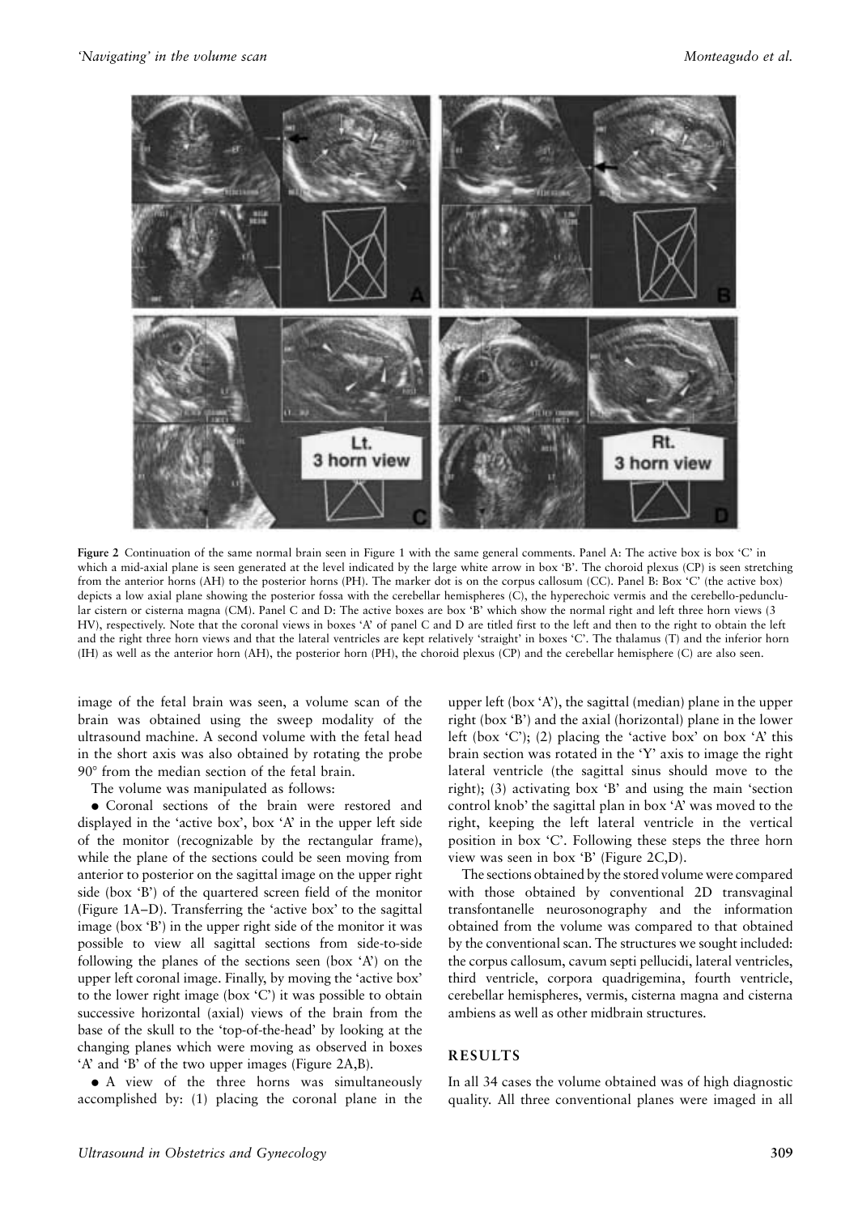**Figure 2** Continuation of the same normal brain seen in Figure 1 with the same general comments. Panel A: The active box is box 'C' in which a mid-axial plane is seen generated at the level indicated by the large white arrow in box 'B'. The choroid plexus (CP) is seen stretching from the anterior horns (AH) to the posterior horns (PH). The marker dot is on the corpus callosum (CC). Panel B: Box 'C' (the active box) depicts a low axial plane showing the posterior fossa with the cerebellar hemispheres (C), the hyperechoic vermis and the cerebello-peduncular cistern or cisterna magna (CM). Panel C and D: The active boxes are box 'B' which show the normal right and left three horn views (3 HV), respectively. Note that the coronal views in boxes 'A' of panel C and D are tilted first to the left and then to the right to obtain the left and the right three horn views and that the lateral ventricles are kept relatively 'straight' in boxes 'C'. The thalamus (T) and the inferior horn (IH) as well as the anterior horn (AH), the posterior horn (PH), the choroid plexus (CP) and the cerebellar hemisphere (C) are also seen.

image of the fetal brain was seen, a volume scan of the brain was obtained using the sweep modality of the ultrasound machine. A second volume with the fetal head in the short axis was also obtained by rotating the probe 90° from the median section of the fetal brain.

The volume was manipulated as follows:

- Coronal sections of the brain were restored and displayed in the 'active box', box 'A' in the upper left side of the monitor (recognizable by the rectangular frame), while the plane of the sections could be seen moving from anterior to posterior on the sagittal image on the upper right side (box 'B') of the quartered screen field of the monitor (Figure 1A–D). Transferring the 'active box' to the sagittal image (box 'B') in the upper right side of the monitor it was possible to view all sagittal sections from side-to-side following the planes of the sections seen (box 'A') on the upper left coronal image. Finally, by moving the 'active box' to the lower right image (box 'C') it was possible to obtain successive horizontal (axial) views of the brain from the base of the skull to the 'top-of-the-head' by looking at the changing planes which were moving as observed in boxes 'A' and 'B' of the two upper images (Figure 2A,B).
- A view of the three horns was simultaneously accomplished by: (1) placing the coronal plane in the upper left (box 'A'), the sagittal (median) plane in the upper right (box 'B') and the axial (horizontal) plane in the lower left (box 'C'); (2) placing the 'active box' on box 'A' this brain section was rotated in the 'Y' axis to image the right lateral ventricle (the sagittal sinus should move to the right); (3) activating box 'B' and using the main 'section control knob' the sagittal plan in box 'A' was moved to the right, keeping the left lateral ventricle in the vertical position in box 'C'. Following these steps the three horn view was seen in box 'B' (Figure 2C,D).

The sections obtained by the stored volume were compared with those obtained by conventional 2D transvaginal transfontanelle neurosonography and the information obtained from the volume was compared to that obtained by the conventional scan. The structures we sought included: the corpus callosum, cavum septi pellucidi, lateral ventricles, third ventricle, corpora quadrigemina, fourth ventricle, cerebellar hemispheres, vermis, cisterna magna and cisterna ambiens as well as other midbrain structures.

## RESULTS

In all 34 cases the volume obtained was of high diagnostic quality. All three conventional planes were imaged in all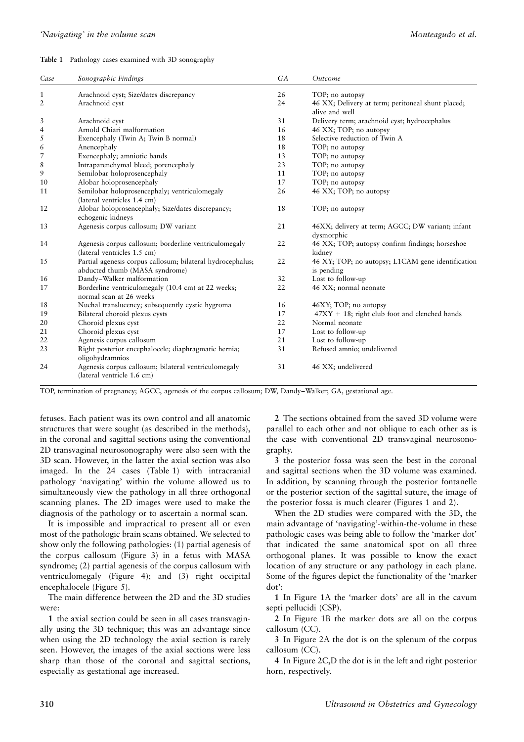**Table 1** Pathology cases examined with 3D sonography

| Case | Sonographic Findings | GA | Outcome |
|---|---|---|---|
| 1 | Arachnoid cyst; Size/dates discrepancy | 26 | TOP; no autopsy |
| 2 | Arachnoid cyst | 24 | 46 XX; Delivery at term; peritoneal shunt placed; alive and well |
| 3 | Arachnoid cyst | 31 | Delivery term; arachnoid cyst; hydrocephalus |
| 4 | Arnold Chiari malformation | 16 | 46 XX; TOP; no autopsy |
| 5 | Exencephaly (Twin A; Twin B normal) | 18 | Selective reduction of Twin A |
| 6 | Anencephaly | 18 | TOP; no autopsy |
| 7 | Exencephaly; amniotic bands | 13 | TOP; no autopsy |
| 8 | Intraparenchymal bleed; porencephaly | 23 | TOP; no autopsy |
| 9 | Semilobar holoprosencephaly | 11 | TOP; no autopsy |
| 10 | Alobar holoprosencephaly | 17 | TOP; no autopsy |
| 11 | Semilobar holoprosencephaly; ventriculomegaly (lateral ventricles 1.4 cm) | 26 | 46 XX; TOP; no autopsy |
| 12 | Alobar holoprosencephaly; Size/dates discrepancy; echogenic kidneys | 18 | TOP; no autopsy |
| 13 | Agenesis corpus callosum; DW variant | 21 | 46XX; delivery at term; AGCC; DW variant; infant dysmorphic |
| 14 | Agenesis corpus callosum; borderline ventriculomegaly (lateral ventricles 1.5 cm) | 22 | 46 XX; TOP; autopsy confirm findings; horseshoe kidney |
| 15 | Partial agenesis corpus callosum; bilateral hydrocephalus; abducted thumb (MASA syndrome) | 22 | 46 XY; TOP; no autopsy; L1CAM gene identification is pending |
| 16 | Dandy–Walker malformation | 32 | Lost to follow-up |
| 17 | Borderline ventriculomegaly (10.4 cm) at 22 weeks; normal scan at 26 weeks | 22 | 46 XX; normal neonate |
| 18 | Nuchal translucency; subsequently cystic hygroma | 16 | 46XY; TOP; no autopsy |
| 19 | Bilateral choroid plexus cysts | 17 | 47XY + 18; right club foot and clenched hands |
| 20 | Choroid plexus cyst | 22 | Normal neonate |
| 21 | Choroid plexus cyst | 17 | Lost to follow-up |
| 22 | Agenesis corpus callosum | 21 | Lost to follow-up |
| 23 | Right posterior encephalocele; diaphragmatic hernia; oligohydramnios | 31 | Refused amnio; undelivered |
| 24 | Agenesis corpus callosum; bilateral ventriculomegaly (lateral ventricle 1.6 cm) | 31 | 46 XX; undelivered |

TOP, termination of pregnancy; AGCC, agenesis of the corpus callosum; DW, Dandy–Walker; GA, gestational age.

fetuses. Each patient was its own control and all anatomic structures that were sought (as described in the methods), in the coronal and sagittal sections using the conventional 2D transvaginal neurosonography were also seen with the 3D scan. However, in the latter the axial section was also imaged. In the 24 cases (Table 1) with intracranial pathology 'navigating' within the volume allowed us to simultaneously view the pathology in all three orthogonal scanning planes. The 2D images were used to make the diagnosis of the pathology or to ascertain a normal scan.

It is impossible and impractical to present all or even most of the pathologic brain scans obtained. We selected to show only the following pathologies: (1) partial agenesis of the corpus callosum (Figure 3) in a fetus with MASA syndrome; (2) partial agenesis of the corpus callosum with ventriculomegaly (Figure 4); and (3) right occipital encephalocele (Figure 5).

The main difference between the 2D and the 3D studies were:

**1** the axial section could be seen in all cases transvaginally using the 3D technique; this was an advantage since when using the 2D technology the axial section is rarely seen. However, the images of the axial sections were less sharp than those of the coronal and sagittal sections, especially as gestational age increased.

**2** The sections obtained from the saved 3D volume were parallel to each other and not oblique to each other as is the case with conventional 2D transvaginal neurosonography.

**3** the posterior fossa was seen the best in the coronal and sagittal sections when the 3D volume was examined. In addition, by scanning through the posterior fontanelle or the posterior section of the sagittal suture, the image of the posterior fossa is much clearer (Figures 1 and 2).

When the 2D studies were compared with the 3D, the main advantage of 'navigating'-within-the-volume in these pathologic cases was being able to follow the 'marker dot' that indicated the same anatomical spot on all three orthogonal planes. It was possible to know the exact location of any structure or any pathology in each plane. Some of the figures depict the functionality of the 'marker dot':

**1** In Figure 1A the 'marker dots' are all in the cavum septi pellucidi (CSP).

**2** In Figure 1B the marker dots are all on the corpus callosum (CC).

**3** In Figure 2A the dot is on the splenum of the corpus callosum (CC).

**4** In Figure 2C,D the dot is in the left and right posterior horn, respectively.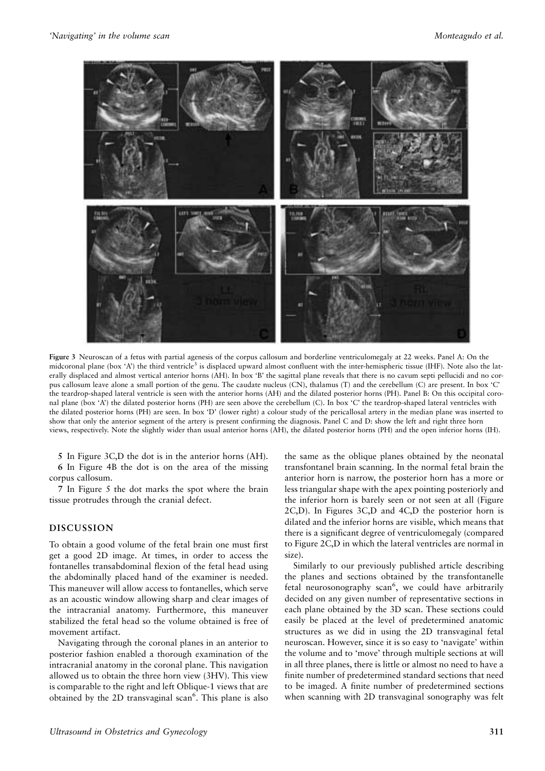**Figure 3** Neuroscan of a fetus with partial agenesis of the corpus callosum and borderline ventriculomegaly at 22 weeks. Panel A: On the midcoronal plane (box 'A') the third ventricle[3] is displaced upward almost confluent with the inter-hemispheric tissue (IHF). Note also the laterally displaced and almost vertical anterior horns (AH). In box 'B' the sagittal plane reveals that there is no cavum septi pellucidi and no corpus callosum leave alone a small portion of the genu. The caudate nucleus (CN), thalamus (T) and the cerebellum (C) are present. In box 'C' the teardrop-shaped lateral ventricle is seen with the anterior horns (AH) and the dilated posterior horns (PH). Panel B: On this occipital coronal plane (box 'A') the dilated posterior horns (PH) are seen above the cerebellum (C). In box 'C' the teardrop-shaped lateral ventricles with the dilated posterior horns (PH) are seen. In box 'D' (lower right) a colour study of the pericallosal artery in the median plane was inserted to show that only the anterior segment of the artery is present confirming the diagnosis. Panel C and D: show the left and right three horn views, respectively. Note the slightly wider than usual anterior horns (AH), the dilated posterior horns (PH) and the open inferior horns (IH).

**5** In Figure 3C,D the dot is in the anterior horns (AH).

**6** In Figure 4B the dot is on the area of the missing corpus callosum.

**7** In Figure 5 the dot marks the spot where the brain tissue protrudes through the cranial defect.

## DISCUSSION

To obtain a good volume of the fetal brain one must first get a good 2D image. At times, in order to access the fontanelles transabdominal flexion of the fetal head using the abdominally placed hand of the examiner is needed. This maneuver will allow access to fontanelles, which serve as an acoustic window allowing sharp and clear images of the intracranial anatomy. Furthermore, this maneuver stabilized the fetal head so the volume obtained is free of movement artifact.

Navigating through the coronal planes in an anterior to posterior fashion enabled a thorough examination of the intracranial anatomy in the coronal plane. This navigation allowed us to obtain the three horn view (3HV). This view is comparable to the right and left Oblique-1 views that are obtained by the 2D transvaginal scan[6]. This plane is also the same as the oblique planes obtained by the neonatal transfontanel brain scanning. In the normal fetal brain the anterior horn is narrow, the posterior horn has a more or less triangular shape with the apex pointing posteriorly and the inferior horn is barely seen or not seen at all (Figure 2C,D). In Figures 3C,D and 4C,D the posterior horn is dilated and the inferior horns are visible, which means that there is a significant degree of ventriculomegaly (compared to Figure 2C,D in which the lateral ventricles are normal in size).

Similarly to our previously published article describing the planes and sections obtained by the transfontanelle fetal neurosonography scan[6], we could have arbitrarily decided on any given number of representative sections in each plane obtained by the 3D scan. These sections could easily be placed at the level of predetermined anatomic structures as we did in using the 2D transvaginal fetal neuroscan. However, since it is so easy to 'navigate' within the volume and to 'move' through multiple sections at will in all three planes, there is little or almost no need to have a finite number of predetermined standard sections that need to be imaged. A finite number of predetermined sections when scanning with 2D transvaginal sonography was felt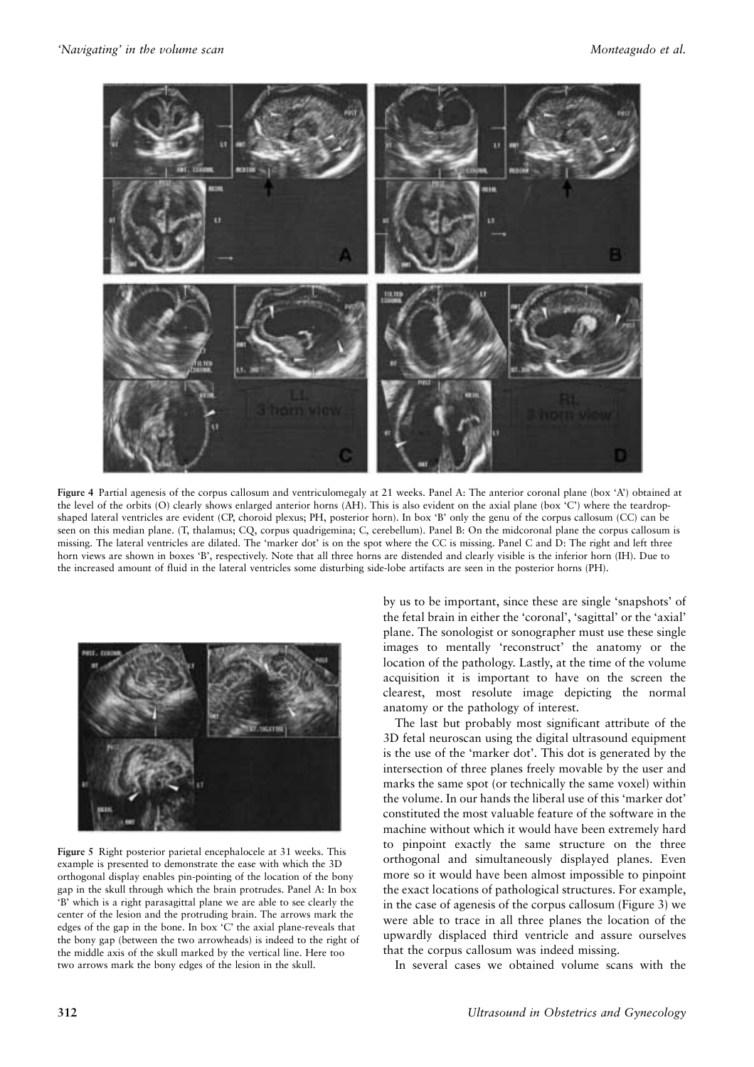**Figure 4** Partial agenesis of the corpus callosum and ventriculomegaly at 21 weeks. Panel A: The anterior coronal plane (box 'A') obtained at the level of the orbits (O) clearly shows enlarged anterior horns (AH). This is also evident on the axial plane (box 'C') where the teardrop-shaped lateral ventricles are evident (CP, choroid plexus; PH, posterior horn). In box 'B' only the genu of the corpus callosum (CC) can be seen on this median plane. (T, thalamus; CQ, corpus quadrigemina; C, cerebellum). Panel B: On the midcoronal plane the corpus callosum is missing. The lateral ventricles are dilated. The 'marker dot' is on the spot where the CC is missing. Panel C and D: The right and left three horn views are shown in boxes 'B', respectively. Note that all three horns are distended and clearly visible is the inferior horn (IH). Due to the increased amount of fluid in the lateral ventricles some disturbing side-lobe artifacts are seen in the posterior horns (PH).

**Figure 5** Right posterior parietal encephalocele at 31 weeks. This example is presented to demonstrate the ease with which the 3D orthogonal display enables pin-pointing of the location of the bony gap in the skull through which the brain protrudes. Panel A: In box 'B' which is a right parasagittal plane we are able to see clearly the center of the lesion and the protruding brain. The arrows mark the edges of the gap in the bone. In box 'C' the axial plane-reveals that the bony gap (between the two arrowheads) is indeed to the right of the middle axis of the skull marked by the vertical line. Here too two arrows mark the bony edges of the lesion in the skull.

by us to be important, since these are single 'snapshots' of the fetal brain in either the 'coronal', 'sagittal' or the 'axial' plane. The sonologist or sonographer must use these single images to mentally 'reconstruct' the anatomy or the location of the pathology. Lastly, at the time of the volume acquisition it is important to have on the screen the clearest, most resolute image depicting the normal anatomy or the pathology of interest.

The last but probably most significant attribute of the 3D fetal neuroscan using the digital ultrasound equipment is the use of the 'marker dot'. This dot is generated by the intersection of three planes freely movable by the user and marks the same spot (or technically the same voxel) within the volume. In our hands the liberal use of this 'marker dot' constituted the most valuable feature of the software in the machine without which it would have been extremely hard to pinpoint exactly the same structure on the three orthogonal and simultaneously displayed planes. Even more so it would have been almost impossible to pinpoint the exact locations of pathological structures. For example, in the case of agenesis of the corpus callosum (Figure 3) we were able to trace in all three planes the location of the upwardly displaced third ventricle and assure ourselves that the corpus callosum was indeed missing.

In several cases we obtained volume scans with the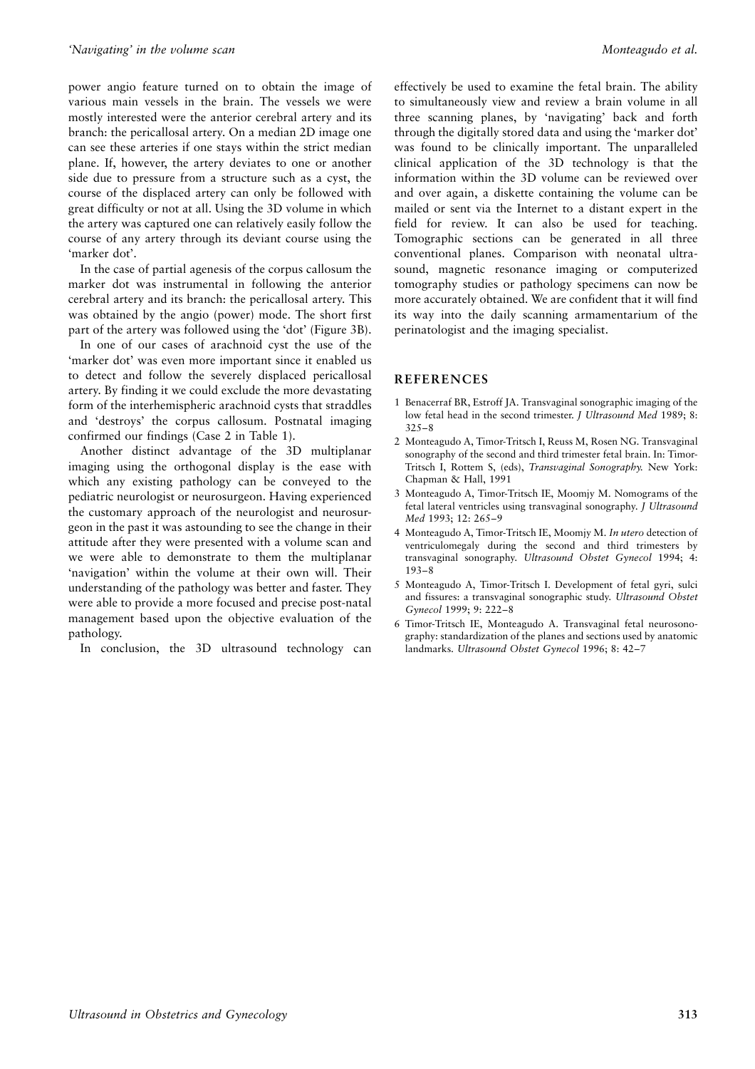power angio feature turned on to obtain the image of various main vessels in the brain. The vessels we were mostly interested were the anterior cerebral artery and its branch: the pericallosal artery. On a median 2D image one can see these arteries if one stays within the strict median plane. If, however, the artery deviates to one or another side due to pressure from a structure such as a cyst, the course of the displaced artery can only be followed with great difficulty or not at all. Using the 3D volume in which the artery was captured one can relatively easily follow the course of any artery through its deviant course using the 'marker dot'.

In the case of partial agenesis of the corpus callosum the marker dot was instrumental in following the anterior cerebral artery and its branch: the pericallosal artery. This was obtained by the angio (power) mode. The short first part of the artery was followed using the 'dot' (Figure 3B).

In one of our cases of arachnoid cyst the use of the 'marker dot' was even more important since it enabled us to detect and follow the severely displaced pericallosal artery. By finding it we could exclude the more devastating form of the interhemispheric arachnoid cysts that straddles and 'destroys' the corpus callosum. Postnatal imaging confirmed our findings (Case 2 in Table 1).

Another distinct advantage of the 3D multiplanar imaging using the orthogonal display is the ease with which any existing pathology can be conveyed to the pediatric neurologist or neurosurgeon. Having experienced the customary approach of the neurologist and neurosurgeon in the past it was astounding to see the change in their attitude after they were presented with a volume scan and we were able to demonstrate to them the multiplanar 'navigation' within the volume at their own will. Their understanding of the pathology was better and faster. They were able to provide a more focused and precise post-natal management based upon the objective evaluation of the pathology.

In conclusion, the 3D ultrasound technology can effectively be used to examine the fetal brain. The ability to simultaneously view and review a brain volume in all three scanning planes, by 'navigating' back and forth through the digitally stored data and using the 'marker dot' was found to be clinically important. The unparalleled clinical application of the 3D technology is that the information within the 3D volume can be reviewed over and over again, a diskette containing the volume can be mailed or sent via the Internet to a distant expert in the field for review. It can also be used for teaching. Tomographic sections can be generated in all three conventional planes. Comparison with neonatal ultrasound, magnetic resonance imaging or computerized tomography studies or pathology specimens can now be more accurately obtained. We are confident that it will find its way into the daily scanning armamentarium of the perinatologist and the imaging specialist.

## REFERENCES

1. Benacerraf BR, Estroff JA. Transvaginal sonographic imaging of the low fetal head in the second trimester. *J Ultrasound Med* 1989; 8: 325–8
2. Monteagudo A, Timor-Tritsch I, Reuss M, Rosen NG. Transvaginal sonography of the second and third trimester fetal brain. In: Timor-Tritsch I, Rottem S, (eds), *Transvaginal Sonography.* New York: Chapman & Hall, 1991
3. Monteagudo A, Timor-Tritsch IE, Moomjy M. Nomograms of the fetal lateral ventricles using transvaginal sonography. *J Ultrasound Med* 1993; 12: 265–9
4. Monteagudo A, Timor-Tritsch IE, Moomjy M. *In utero* detection of ventriculomegaly during the second and third trimesters by transvaginal sonography. *Ultrasound Obstet Gynecol* 1994; 4: 193–8
5. Monteagudo A, Timor-Tritsch I. Development of fetal gyri, sulci and fissures: a transvaginal sonographic study. *Ultrasound Obstet Gynecol* 1999; 9: 222–8
6. Timor-Tritsch IE, Monteagudo A. Transvaginal fetal neurosonography: standardization of the planes and sections used by anatomic landmarks. *Ultrasound Obstet Gynecol* 1996; 8: 42–7